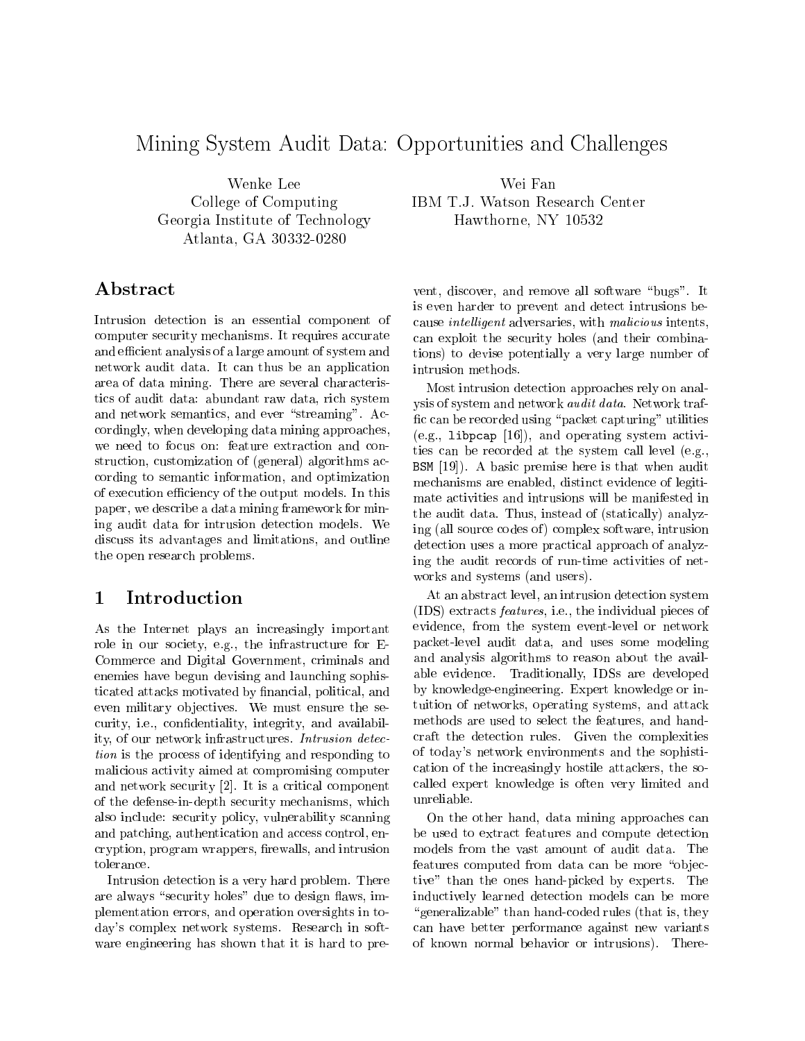# Mining System Audit Data: Opportunities and Challenges

Wenke Lee
College of Computing
Georgia Institute of Technology
Atlanta, GA 30332-0280

Wei Fan
IBM T.J. Watson Research Center
Hawthorne, NY 10532

## Abstract

Intrusion detection is an essential component of computer security mechanisms. It requires accurate and efficient analysis of a large amount of system and network audit data. It can thus be an application area of data mining. There are several characteristics of audit data: abundant raw data, rich system and network semantics, and ever "streaming". Accordingly, when developing data mining approaches, we need to focus on: feature extraction and construction, customization of (general) algorithms according to semantic information, and optimization of execution efficiency of the output models. In this paper, we describe a data mining framework for mining audit data for intrusion detection models. We discuss its advantages and limitations, and outline the open research problems.

## 1 Introduction

As the Internet plays an increasingly important role in our society, e.g., the infrastructure for E-Commerce and Digital Government, criminals and enemies have begun devising and launching sophisticated attacks motivated by financial, political, and even military objectives. We must ensure the security, i.e., confidentiality, integrity, and availability, of our network infrastructures. *Intrusion detection* is the process of identifying and responding to malicious activity aimed at compromising computer and network security [2]. It is a critical component of the defense-in-depth security mechanisms, which also include: security policy, vulnerability scanning and patching, authentication and access control, encryption, program wrappers, firewalls, and intrusion tolerance.

Intrusion detection is a very hard problem. There are always "security holes" due to design flaws, implementation errors, and operation oversights in today's complex network systems. Research in software engineering has shown that it is hard to prevent, discover, and remove all software "bugs". It is even harder to prevent and detect intrusions because *intelligent* adversaries, with *malicious* intents, can exploit the security holes (and their combinations) to devise potentially a very large number of intrusion methods.

Most intrusion detection approaches rely on analysis of system and network *audit data*. Network traffic can be recorded using "packet capturing" utilities (e.g., `libpcap` [16]), and operating system activities can be recorded at the system call level (e.g., `BSM` [19]). A basic premise here is that when audit mechanisms are enabled, distinct evidence of legitimate activities and intrusions will be manifested in the audit data. Thus, instead of (statically) analyzing (all source codes of) complex software, intrusion detection uses a more practical approach of analyzing the audit records of run-time activities of networks and systems (and users).

At an abstract level, an intrusion detection system (IDS) extracts *features*, i.e., the individual pieces of evidence, from the system event-level or network packet-level audit data, and uses some modeling and analysis algorithms to reason about the available evidence. Traditionally, IDSs are developed by knowledge-engineering. Expert knowledge or intuition of networks, operating systems, and attack methods are used to select the features, and handcraft the detection rules. Given the complexities of today's network environments and the sophistication of the increasingly hostile attackers, the so-called expert knowledge is often very limited and unreliable.

On the other hand, data mining approaches can be used to extract features and compute detection models from the vast amount of audit data. The features computed from data can be more "objective" than the ones hand-picked by experts. The inductively learned detection models can be more "generalizable" than hand-coded rules (that is, they can have better performance against new variants of known normal behavior or intrusions). There-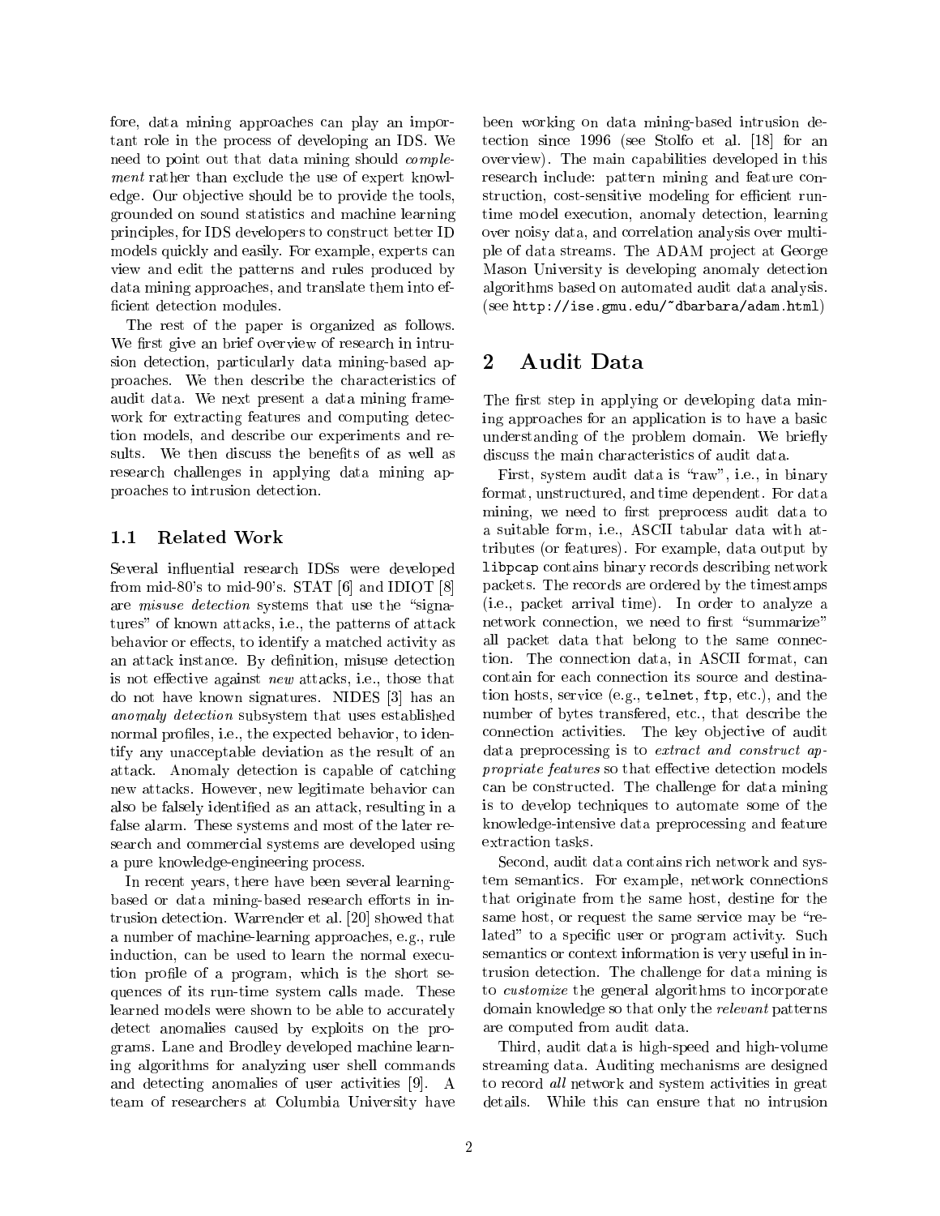fore, data mining approaches can play an important role in the process of developing an IDS. We need to point out that data mining should *complement* rather than exclude the use of expert knowledge. Our objective should be to provide the tools, grounded on sound statistics and machine learning principles, for IDS developers to construct better ID models quickly and easily. For example, experts can view and edit the patterns and rules produced by data mining approaches, and translate them into efficient detection modules.

The rest of the paper is organized as follows. We first give an brief overview of research in intrusion detection, particularly data mining-based approaches. We then describe the characteristics of audit data. We next present a data mining framework for extracting features and computing detection models, and describe our experiments and results. We then discuss the benefits of as well as research challenges in applying data mining approaches to intrusion detection.

### 1.1 Related Work

Several influential research IDSs were developed from mid-80's to mid-90's. STAT [6] and IDIOT [8] are *misuse detection* systems that use the "signatures" of known attacks, i.e., the patterns of attack behavior or effects, to identify a matched activity as an attack instance. By definition, misuse detection is not effective against *new* attacks, i.e., those that do not have known signatures. NIDES [3] has an *anomaly detection* subsystem that uses established normal profiles, i.e., the expected behavior, to identify any unacceptable deviation as the result of an attack. Anomaly detection is capable of catching new attacks. However, new legitimate behavior can also be falsely identified as an attack, resulting in a false alarm. These systems and most of the later research and commercial systems are developed using a pure knowledge-engineering process.

In recent years, there have been several learning-based or data mining-based research efforts in intrusion detection. Warrender et al. [20] showed that a number of machine-learning approaches, e.g., rule induction, can be used to learn the normal execution profile of a program, which is the short sequences of its run-time system calls made. These learned models were shown to be able to accurately detect anomalies caused by exploits on the programs. Lane and Brodley developed machine learning algorithms for analyzing user shell commands and detecting anomalies of user activities [9]. A team of researchers at Columbia University have been working on data mining-based intrusion detection since 1996 (see Stolfo et al. [18] for an overview). The main capabilities developed in this research include: pattern mining and feature construction, cost-sensitive modeling for efficient run-time model execution, anomaly detection, learning over noisy data, and correlation analysis over multiple of data streams. The ADAM project at George Mason University is developing anomaly detection algorithms based on automated audit data analysis. (see `http://ise.gmu.edu/~dbarbara/adam.html`)

## 2 Audit Data

The first step in applying or developing data mining approaches for an application is to have a basic understanding of the problem domain. We briefly discuss the main characteristics of audit data.

First, system audit data is "raw", i.e., in binary format, unstructured, and time dependent. For data mining, we need to first preprocess audit data to a suitable form, i.e., ASCII tabular data with attributes (or features). For example, data output by `libpcap` contains binary records describing network packets. The records are ordered by the timestamps (i.e., packet arrival time). In order to analyze a network connection, we need to first "summarize" all packet data that belong to the same connection. The connection data, in ASCII format, can contain for each connection its source and destination hosts, service (e.g., `telnet`, `ftp`, etc.), and the number of bytes transfered, etc., that describe the connection activities. The key objective of audit data preprocessing is to *extract and construct appropriate features* so that effective detection models can be constructed. The challenge for data mining is to develop techniques to automate some of the knowledge-intensive data preprocessing and feature extraction tasks.

Second, audit data contains rich network and system semantics. For example, network connections that originate from the same host, destine for the same host, or request the same service may be "related" to a specific user or program activity. Such semantics or context information is very useful in intrusion detection. The challenge for data mining is to *customize* the general algorithms to incorporate domain knowledge so that only the *relevant* patterns are computed from audit data.

Third, audit data is high-speed and high-volume streaming data. Auditing mechanisms are designed to record *all* network and system activities in great details. While this can ensure that no intrusion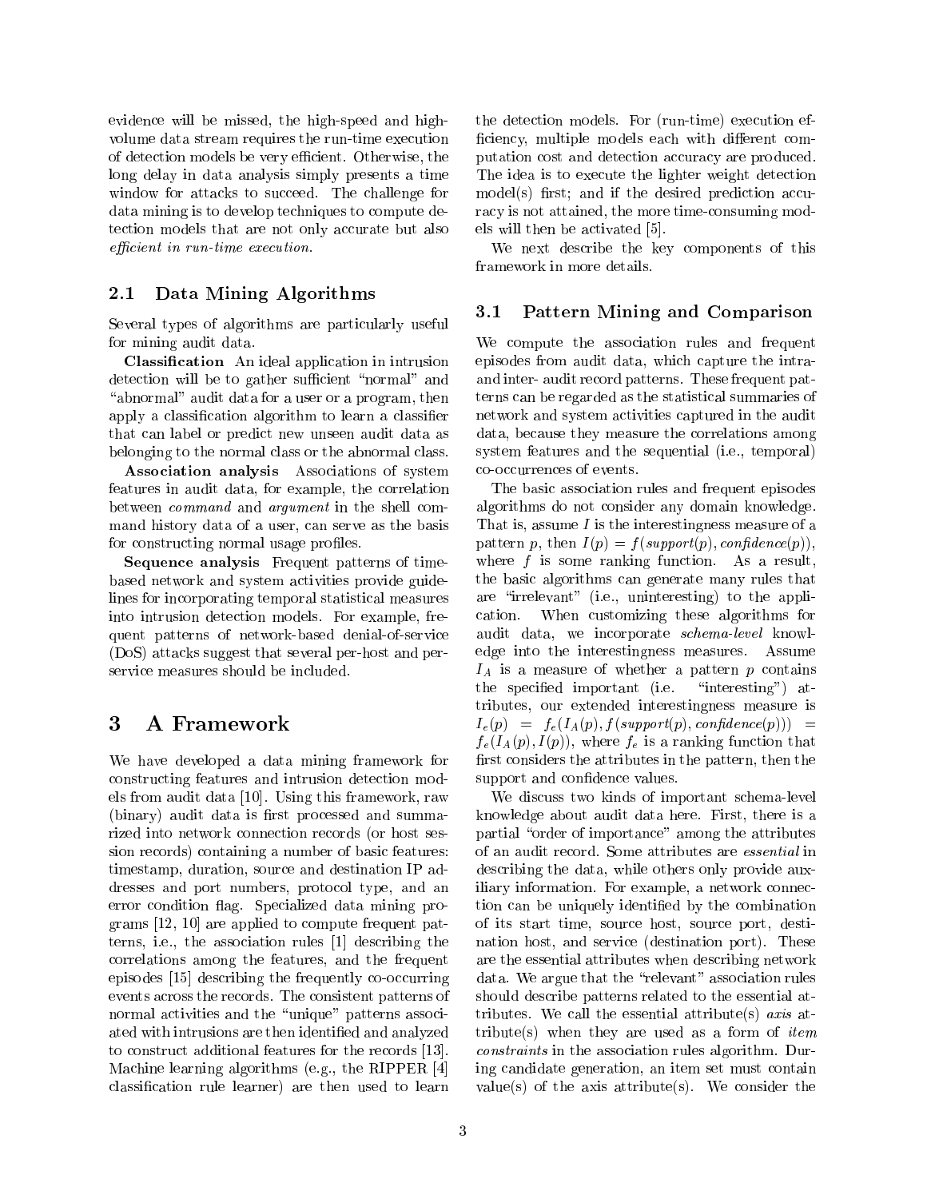evidence will be missed, the high-speed and high-volume data stream requires the run-time execution of detection models be very efficient. Otherwise, the long delay in data analysis simply presents a time window for attacks to succeed. The challenge for data mining is to develop techniques to compute detection models that are not only accurate but also *efficient in run-time execution*.

## 2.1 Data Mining Algorithms

Several types of algorithms are particularly useful for mining audit data.

**Classification** An ideal application in intrusion detection will be to gather sufficient "normal" and "abnormal" audit data for a user or a program, then apply a classification algorithm to learn a classifier that can label or predict new unseen audit data as belonging to the normal class or the abnormal class.

**Association analysis** Associations of system features in audit data, for example, the correlation between *command* and *argument* in the shell command history data of a user, can serve as the basis for constructing normal usage profiles.

**Sequence analysis** Frequent patterns of time-based network and system activities provide guidelines for incorporating temporal statistical measures into intrusion detection models. For example, frequent patterns of network-based denial-of-service (DoS) attacks suggest that several per-host and per-service measures should be included.

# 3 A Framework

We have developed a data mining framework for constructing features and intrusion detection models from audit data [10]. Using this framework, raw (binary) audit data is first processed and summarized into network connection records (or host session records) containing a number of basic features: timestamp, duration, source and destination IP addresses and port numbers, protocol type, and an error condition flag. Specialized data mining programs [12, 10] are applied to compute frequent patterns, i.e., the association rules [1] describing the correlations among the features, and the frequent episodes [15] describing the frequently co-occurring events across the records. The consistent patterns of normal activities and the "unique" patterns associated with intrusions are then identified and analyzed to construct additional features for the records [13]. Machine learning algorithms (e.g., the RIPPER [4] classification rule learner) are then used to learn the detection models. For (run-time) execution efficiency, multiple models each with different computation cost and detection accuracy are produced. The idea is to execute the lighter weight detection model(s) first; and if the desired prediction accuracy is not attained, the more time-consuming models will then be activated [5].

We next describe the key components of this framework in more details.

## 3.1 Pattern Mining and Comparison

We compute the association rules and frequent episodes from audit data, which capture the intra- and inter- audit record patterns. These frequent patterns can be regarded as the statistical summaries of network and system activities captured in the audit data, because they measure the correlations among system features and the sequential (i.e., temporal) co-occurrences of events.

The basic association rules and frequent episodes algorithms do not consider any domain knowledge. That is, assume $I$ is the interestingness measure of a pattern $p$, then $I(p) = f(support(p), confidence(p))$, where $f$ is some ranking function. As a result, the basic algorithms can generate many rules that are "irrelevant" (i.e., uninteresting) to the application. When customizing these algorithms for audit data, we incorporate *schema-level* knowledge into the interestingness measures. Assume $I_A$ is a measure of whether a pattern $p$ contains the specified important (i.e. "interesting") attributes, our extended interestingness measure is $I_e(p) = f_e(I_A(p), f(support(p), confidence(p))) = f_e(I_A(p), I(p))$, where $f_e$ is a ranking function that first considers the attributes in the pattern, then the support and confidence values.

We discuss two kinds of important schema-level knowledge about audit data here. First, there is a partial "order of importance" among the attributes of an audit record. Some attributes are *essential* in describing the data, while others only provide auxiliary information. For example, a network connection can be uniquely identified by the combination of its start time, source host, source port, destination host, and service (destination port). These are the essential attributes when describing network data. We argue that the "relevant" association rules should describe patterns related to the essential attributes. We call the essential attribute(s) *axis* attribute(s) when they are used as a form of *item constraints* in the association rules algorithm. During candidate generation, an item set must contain value(s) of the axis attribute(s). We consider the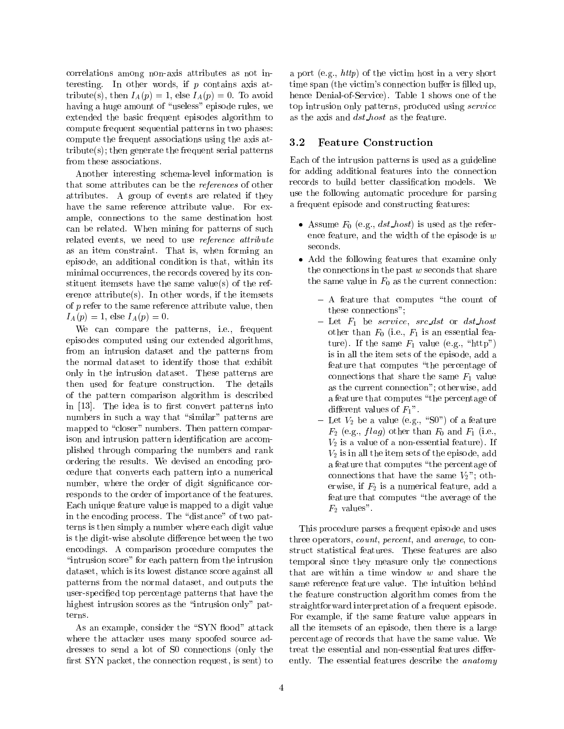correlations among non-axis attributes as not interesting. In other words, if $p$ contains axis attribute(s), then $I_A(p) = 1$, else $I_A(p) = 0$. To avoid having a huge amount of "useless" episode rules, we extended the basic frequent episodes algorithm to compute frequent sequential patterns in two phases: compute the frequent associations using the axis attribute(s); then generate the frequent serial patterns from these associations.

Another interesting schema-level information is that some attributes can be the *references* of other attributes. A group of events are related if they have the same reference attribute value. For example, connections to the same destination host can be related. When mining for patterns of such related events, we need to use *reference attribute* as an item constraint. That is, when forming an episode, an additional condition is that, within its minimal occurrences, the records covered by its constituent itemsets have the same value(s) of the reference attribute(s). In other words, if the itemsets of $p$ refer to the same reference attribute value, then $I_A(p) = 1$, else $I_A(p) = 0$.

We can compare the patterns, i.e., frequent episodes computed using our extended algorithms, from an intrusion dataset and the patterns from the normal dataset to identify those that exhibit only in the intrusion dataset. These patterns are then used for feature construction. The details of the pattern comparison algorithm is described in [13]. The idea is to first convert patterns into numbers in such a way that "similar" patterns are mapped to "closer" numbers. Then pattern comparison and intrusion pattern identification are accomplished through comparing the numbers and rank ordering the results. We devised an encoding procedure that converts each pattern into a numerical number, where the order of digit significance corresponds to the order of importance of the features. Each unique feature value is mapped to a digit value in the encoding process. The "distance" of two patterns is then simply a number where each digit value is the digit-wise absolute difference between the two encodings. A comparison procedure computes the "intrusion score" for each pattern from the intrusion dataset, which is its lowest distance score against all patterns from the normal dataset, and outputs the user-specified top percentage patterns that have the highest intrusion scores as the "intrusion only" patterns.

As an example, consider the "SYN flood" attack where the attacker uses many spoofed source addresses to send a lot of S0 connections (only the first SYN packet, the connection request, is sent) to a port (e.g., *http*) of the victim host in a very short time span (the victim's connection buffer is filled up, hence Denial-of-Service). Table 1 shows one of the top intrusion only patterns, produced using *service* as the axis and *dst_host* as the feature.

### 3.2 Feature Construction

Each of the intrusion patterns is used as a guideline for adding additional features into the connection records to build better classification models. We use the following automatic procedure for parsing a frequent episode and constructing features:

- Assume $F_0$ (e.g., *dst_host*) is used as the reference feature, and the width of the episode is $w$ seconds.
- Add the following features that examine only the connections in the past $w$ seconds that share the same value in $F_0$ as the current connection:
  - A feature that computes "the count of these connections";
  - Let $F_1$ be *service*, *src_dst* or *dst_host* other than $F_0$ (i.e., $F_1$ is an essential feature). If the same $F_1$ value (e.g., "http") is in all the item sets of the episode, add a feature that computes "the percentage of connections that share the same $F_1$ value as the current connection"; otherwise, add a feature that computes "the percentage of different values of $F_1$".
  - Let $V_2$ be a value (e.g., "S0") of a feature $F_2$ (e.g., $flag$) other than $F_0$ and $F_1$ (i.e., $V_2$ is a value of a non-essential feature). If $V_2$ is in all the item sets of the episode, add a feature that computes "the percentage of connections that have the same $V_2$"; otherwise, if $F_2$ is a numerical feature, add a feature that computes "the average of the $F_2$ values".

This procedure parses a frequent episode and uses three operators, *count*, *percent*, and *average*, to construct statistical features. These features are also temporal since they measure only the connections that are within a time window $w$ and share the same reference feature value. The intuition behind the feature construction algorithm comes from the straightforward interpretation of a frequent episode. For example, if the same feature value appears in all the itemsets of an episode, then there is a large percentage of records that have the same value. We treat the essential and non-essential features differently. The essential features describe the *anatomy*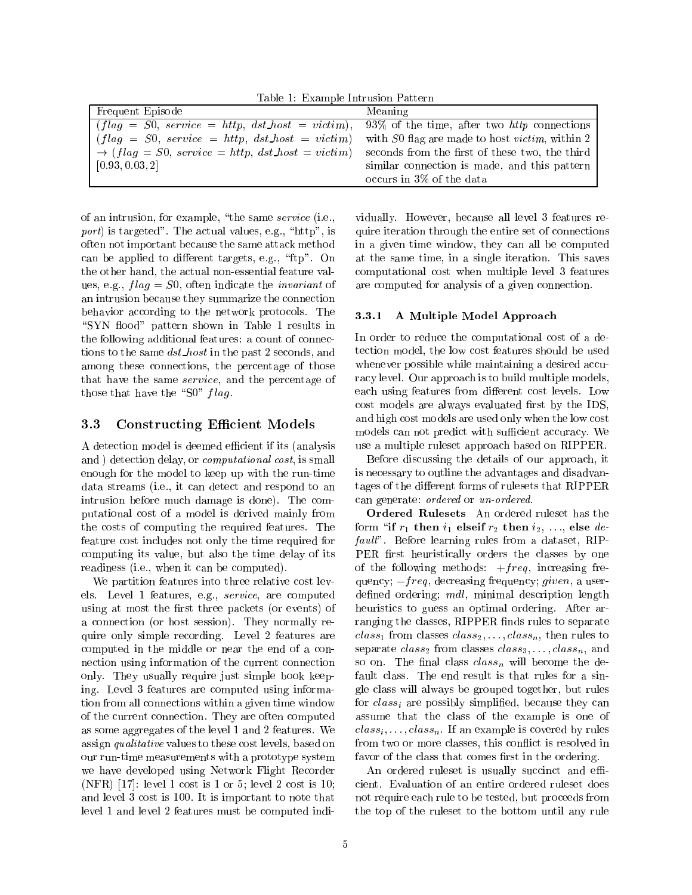Table 1: Example Intrusion Pattern

| Frequent Episode | Meaning |
|---|---|
| $(flag = S0,\ service = http,\ dst\_host = victim)$, $(flag = S0,\ service = http,\ dst\_host = victim)$ $\rightarrow (flag = S0,\ service = http,\ dst\_host = victim)$ $[0.93, 0.03, 2]$ | 93% of the time, after two *http* connections with *S0* flag are made to host *victim*, within 2 seconds from the first of these two, the third similar connection is made, and this pattern occurs in 3% of the data |

of an intrusion, for example, "the same *service* (i.e., *port*) is targeted". The actual values, e.g., "http", is often not important because the same attack method can be applied to different targets, e.g., "ftp". On the other hand, the actual non-essential feature values, e.g., $flag = S0$, often indicate the *invariant* of an intrusion because they summarize the connection behavior according to the network protocols. The "SYN flood" pattern shown in Table 1 results in the following additional features: a count of connections to the same *dst_host* in the past 2 seconds, and among these connections, the percentage of those that have the same *service*, and the percentage of those that have the "S0" *flag*.

## 3.3 Constructing Efficient Models

A detection model is deemed efficient if its (analysis and ) detection delay, or *computational cost*, is small enough for the model to keep up with the run-time data streams (i.e., it can detect and respond to an intrusion before much damage is done). The computational cost of a model is derived mainly from the costs of computing the required features. The feature cost includes not only the time required for computing its value, but also the time delay of its readiness (i.e., when it can be computed).

We partition features into three relative cost levels. Level 1 features, e.g., *service*, are computed using at most the first three packets (or events) of a connection (or host session). They normally require only simple recording. Level 2 features are computed in the middle or near the end of a connection using information of the current connection only. They usually require just simple book keeping. Level 3 features are computed using information from all connections within a given time window of the current connection. They are often computed as some aggregates of the level 1 and 2 features. We assign *qualitative* values to these cost levels, based on our run-time measurements with a prototype system we have developed using Network Flight Recorder (NFR) [17]: level 1 cost is 1 or 5; level 2 cost is 10; and level 3 cost is 100. It is important to note that level 1 and level 2 features must be computed individually. However, because all level 3 features require iteration through the entire set of connections in a given time window, they can all be computed at the same time, in a single iteration. This saves computational cost when multiple level 3 features are computed for analysis of a given connection.

### 3.3.1 A Multiple Model Approach

In order to reduce the computational cost of a detection model, the low cost features should be used whenever possible while maintaining a desired accuracy level. Our approach is to build multiple models, each using features from different cost levels. Low cost models are always evaluated first by the IDS, and high cost models are used only when the low cost models can not predict with sufficient accuracy. We use a multiple ruleset approach based on RIPPER.

Before discussing the details of our approach, it is necessary to outline the advantages and disadvantages of the different forms of rulesets that RIPPER can generate: *ordered* or *un-ordered*.

**Ordered Rulesets** An ordered ruleset has the form "**if** $r_1$ **then** $i_1$ **elseif** $r_2$ **then** $i_2$, ..., **else** *default*". Before learning rules from a dataset, RIPPER first heuristically orders the classes by one of the following methods: $+freq$, increasing frequency; $-freq$, decreasing frequency; *given*, a user-defined ordering; *mdl*, minimal description length heuristics to guess an optimal ordering. After arranging the classes, RIPPER finds rules to separate $class_1$ from classes $class_2, \ldots, class_n$, then rules to separate $class_2$ from classes $class_3, \ldots, class_n$, and so on. The final class $class_n$ will become the default class. The end result is that rules for a single class will always be grouped together, but rules for $class_i$ are possibly simplified, because they can assume that the class of the example is one of $class_i, \ldots, class_n$. If an example is covered by rules from two or more classes, this conflict is resolved in favor of the class that comes first in the ordering.

An ordered ruleset is usually succinct and efficient. Evaluation of an entire ordered ruleset does not require each rule to be tested, but proceeds from the top of the ruleset to the bottom until any rule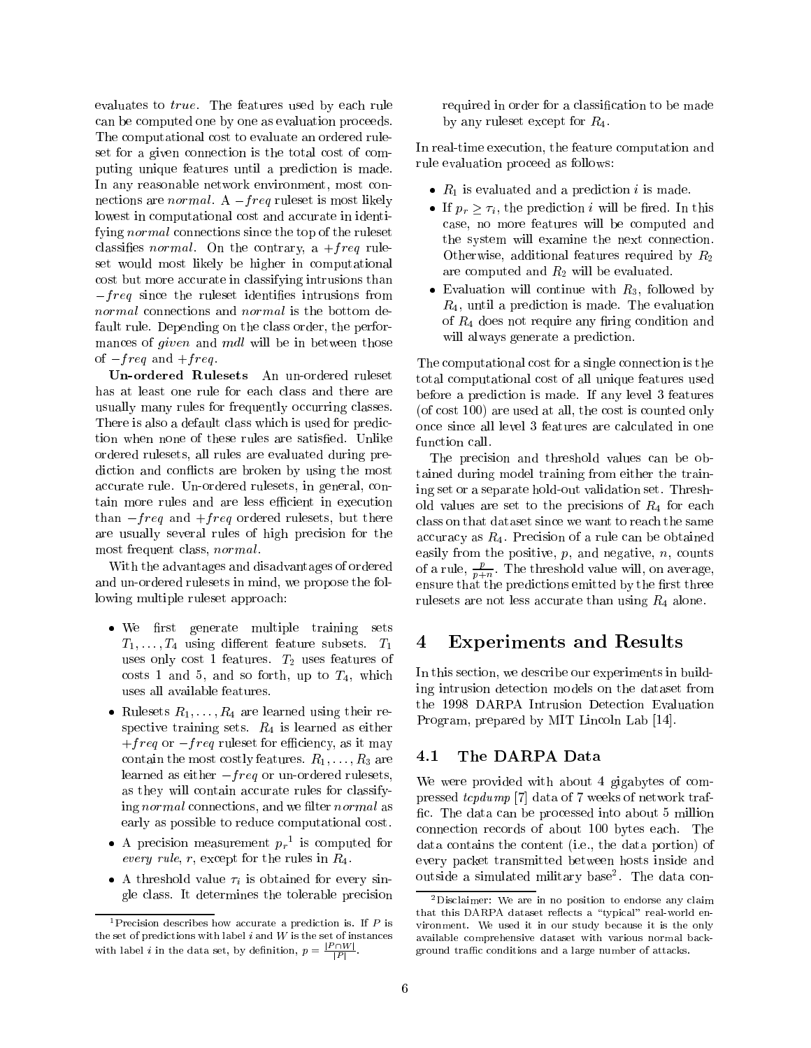evaluates to *true*. The features used by each rule can be computed one by one as evaluation proceeds. The computational cost to evaluate an ordered ruleset for a given connection is the total cost of computing unique features until a prediction is made. In any reasonable network environment, most connections are *normal*. A $-freq$ ruleset is most likely lowest in computational cost and accurate in identifying *normal* connections since the top of the ruleset classifies *normal*. On the contrary, a $+freq$ ruleset would most likely be higher in computational cost but more accurate in classifying intrusions than $-freq$ since the ruleset identifies intrusions from *normal* connections and *normal* is the bottom default rule. Depending on the class order, the performances of *given* and *mdl* will be in between those of $-freq$ and $+freq$.

**Un-ordered Rulesets** An un-ordered ruleset has at least one rule for each class and there are usually many rules for frequently occurring classes. There is also a default class which is used for prediction when none of these rules are satisfied. Unlike ordered rulesets, all rules are evaluated during prediction and conflicts are broken by using the most accurate rule. Un-ordered rulesets, in general, contain more rules and are less efficient in execution than $-freq$ and $+freq$ ordered rulesets, but there are usually several rules of high precision for the most frequent class, *normal*.

With the advantages and disadvantages of ordered and un-ordered rulesets in mind, we propose the following multiple ruleset approach:

- We first generate multiple training sets $T_1, \ldots, T_4$ using different feature subsets. $T_1$ uses only cost 1 features. $T_2$ uses features of costs 1 and 5, and so forth, up to $T_4$, which uses all available features.
- Rulesets $R_1, \ldots, R_4$ are learned using their respective training sets. $R_4$ is learned as either $+freq$ or $-freq$ ruleset for efficiency, as it may contain the most costly features. $R_1, \ldots, R_3$ are learned as either $-freq$ or un-ordered rulesets, as they will contain accurate rules for classifying *normal* connections, and we filter *normal* as early as possible to reduce computational cost.
- A precision measurement $p_r$[1] is computed for *every rule*, $r$, except for the rules in $R_4$.
- A threshold value $\tau_i$ is obtained for every single class. It determines the tolerable precision required in order for a classification to be made by any ruleset except for $R_4$.

In real-time execution, the feature computation and rule evaluation proceed as follows:

- $R_1$ is evaluated and a prediction $i$ is made.
- If $p_r \geq \tau_i$, the prediction $i$ will be fired. In this case, no more features will be computed and the system will examine the next connection. Otherwise, additional features required by $R_2$ are computed and $R_2$ will be evaluated.
- Evaluation will continue with $R_3$, followed by $R_4$, until a prediction is made. The evaluation of $R_4$ does not require any firing condition and will always generate a prediction.

The computational cost for a single connection is the total computational cost of all unique features used before a prediction is made. If any level 3 features (of cost 100) are used at all, the cost is counted only once since all level 3 features are calculated in one function call.

The precision and threshold values can be obtained during model training from either the training set or a separate hold-out validation set. Threshold values are set to the precisions of $R_4$ for each class on that dataset since we want to reach the same accuracy as $R_4$. Precision of a rule can be obtained easily from the positive, $p$, and negative, $n$, counts of a rule, $\frac{p}{p+n}$. The threshold value will, on average, ensure that the predictions emitted by the first three rulesets are not less accurate than using $R_4$ alone.

# 4 Experiments and Results

In this section, we describe our experiments in building intrusion detection models on the dataset from the 1998 DARPA Intrusion Detection Evaluation Program, prepared by MIT Lincoln Lab [14].

## 4.1 The DARPA Data

We were provided with about 4 gigabytes of compressed *tcpdump* [7] data of 7 weeks of network traffic. The data can be processed into about 5 million connection records of about 100 bytes each. The data contains the content (i.e., the data portion) of every packet transmitted between hosts inside and outside a simulated military base[2]. The data con-

---

[1] Precision describes how accurate a prediction is. If $P$ is the set of predictions with label $i$ and $W$ is the set of instances with label $i$ in the data set, by definition, $p = \frac{|P \cap W|}{|P|}$.

[2] Disclaimer: We are in no position to endorse any claim that this DARPA dataset reflects a "typical" real-world environment. We used it in our study because it is the only available comprehensive dataset with various normal background traffic conditions and a large number of attacks.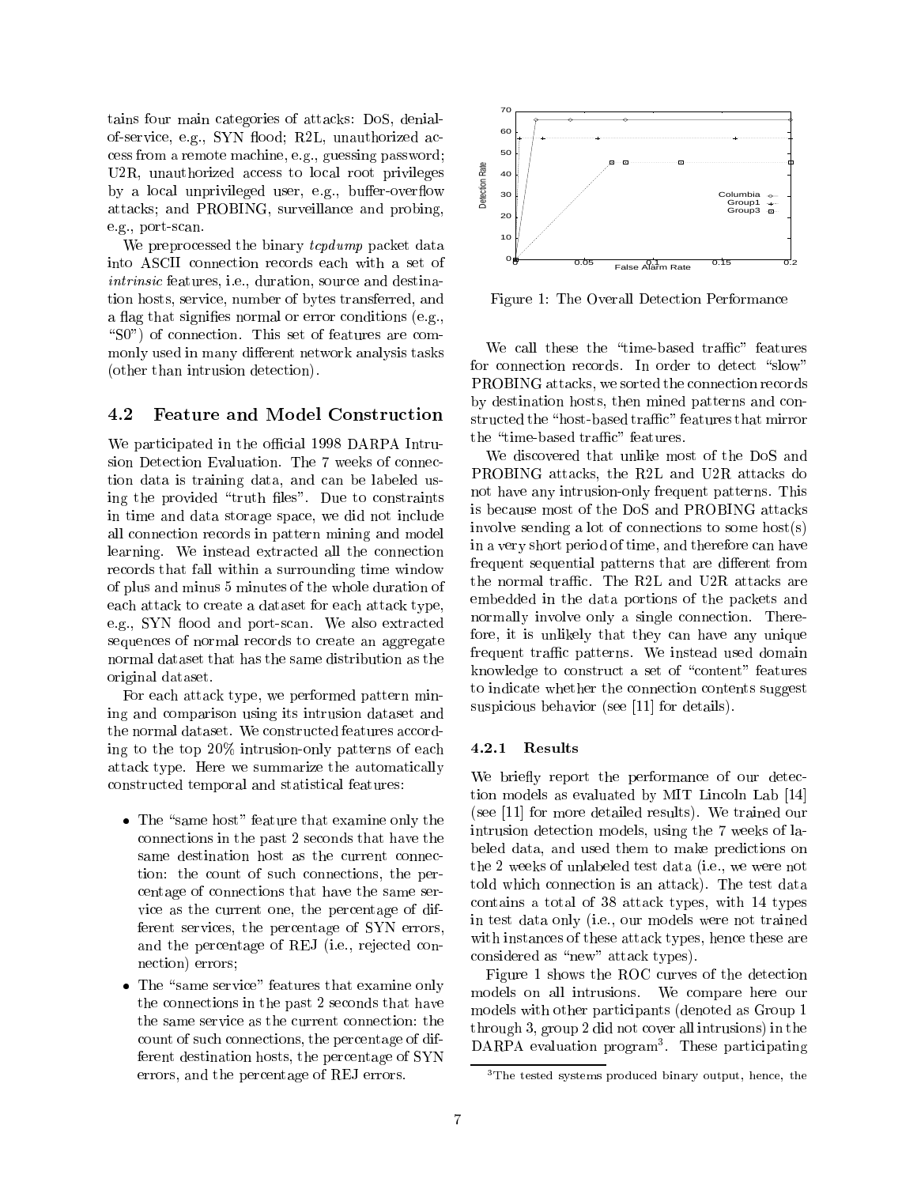tains four main categories of attacks: DoS, denial-of-service, e.g., SYN flood; R2L, unauthorized access from a remote machine, e.g., guessing password; U2R, unauthorized access to local root privileges by a local unprivileged user, e.g., buffer-overflow attacks; and PROBING, surveillance and probing, e.g., port-scan.

We preprocessed the binary *tcpdump* packet data into ASCII connection records each with a set of *intrinsic* features, i.e., duration, source and destination hosts, service, number of bytes transferred, and a flag that signifies normal or error conditions (e.g., "S0") of connection. This set of features are commonly used in many different network analysis tasks (other than intrusion detection).

### 4.2 Feature and Model Construction

We participated in the official 1998 DARPA Intrusion Detection Evaluation. The 7 weeks of connection data is training data, and can be labeled using the provided "truth files". Due to constraints in time and data storage space, we did not include all connection records in pattern mining and model learning. We instead extracted all the connection records that fall within a surrounding time window of plus and minus 5 minutes of the whole duration of each attack to create a dataset for each attack type, e.g., SYN flood and port-scan. We also extracted sequences of normal records to create an aggregate normal dataset that has the same distribution as the original dataset.

For each attack type, we performed pattern mining and comparison using its intrusion dataset and the normal dataset. We constructed features according to the top 20% intrusion-only patterns of each attack type. Here we summarize the automatically constructed temporal and statistical features:

- The "same host" feature that examine only the connections in the past 2 seconds that have the same destination host as the current connection: the count of such connections, the percentage of connections that have the same service as the current one, the percentage of different services, the percentage of SYN errors, and the percentage of REJ (i.e., rejected connection) errors;
- The "same service" features that examine only the connections in the past 2 seconds that have the same service as the current connection: the count of such connections, the percentage of different destination hosts, the percentage of SYN errors, and the percentage of REJ errors.

Figure 1: The Overall Detection Performance

We call these the "time-based traffic" features for connection records. In order to detect "slow" PROBING attacks, we sorted the connection records by destination hosts, then mined patterns and constructed the "host-based traffic" features that mirror the "time-based traffic" features.

We discovered that unlike most of the DoS and PROBING attacks, the R2L and U2R attacks do not have any intrusion-only frequent patterns. This is because most of the DoS and PROBING attacks involve sending a lot of connections to some host(s) in a very short period of time, and therefore can have frequent sequential patterns that are different from the normal traffic. The R2L and U2R attacks are embedded in the data portions of the packets and normally involve only a single connection. Therefore, it is unlikely that they can have any unique frequent traffic patterns. We instead used domain knowledge to construct a set of "content" features to indicate whether the connection contents suggest suspicious behavior (see [11] for details).

#### 4.2.1 Results

We briefly report the performance of our detection models as evaluated by MIT Lincoln Lab [14] (see [11] for more detailed results). We trained our intrusion detection models, using the 7 weeks of labeled data, and used them to make predictions on the 2 weeks of unlabeled test data (i.e., we were not told which connection is an attack). The test data contains a total of 38 attack types, with 14 types in test data only (i.e., our models were not trained with instances of these attack types, hence these are considered as "new" attack types).

Figure 1 shows the ROC curves of the detection models on all intrusions. We compare here our models with other participants (denoted as Group 1 through 3, group 2 did not cover all intrusions) in the DARPA evaluation program[3]. These participating

[3] The tested systems produced binary output, hence, the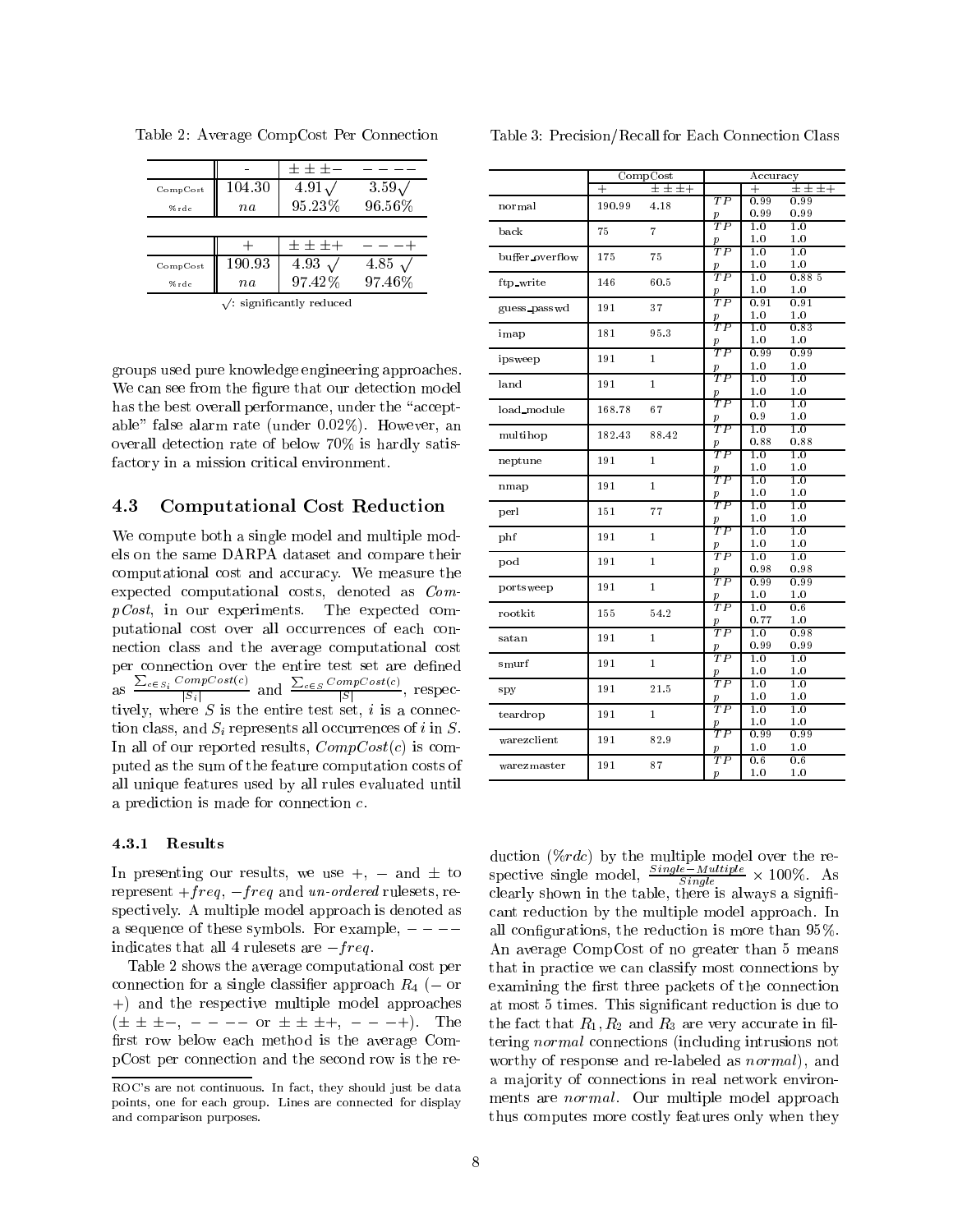Table 2: Average CompCost Per Connection

| | - | $\pm\pm\pm-$ | $----$ |
|---|---|---|---|
| CompCost | 104.30 | 4.91 $\surd$ | 3.59 $\surd$ |
| %rdc | *na* | 95.23% | 96.56% |

| | + | $\pm\pm\pm+$ | $---+$ |
|---|---|---|---|
| CompCost | 190.93 | 4.93 $\surd$ | 4.85 $\surd$ |
| %rdc | *na* | 97.42% | 97.46% |

$\surd$: significantly reduced

Table 3: Precision/Recall for Each Connection Class

| | CompCost | | Accuracy | | |
|---|---|---|---|---|---|
| | + | $\pm\pm\pm+$ | | + | $\pm\pm\pm+$ |
| normal | 190.99 | 4.18 | $TP$ | 0.99 | 0.99 |
| | | | $p$ | 0.99 | 0.99 |
| back | 75 | 7 | $TP$ | 1.0 | 1.0 |
| | | | $p$ | 1.0 | 1.0 |
| buffer_overflow | 175 | 75 | $TP$ | 1.0 | 1.0 |
| | | | $p$ | 1.0 | 1.0 |
| ftp_write | 146 | 60.5 | $TP$ | 1.0 | 0.88 5 |
| | | | $p$ | 1.0 | 1.0 |
| guess_passwd | 191 | 37 | $TP$ | 0.91 | 0.91 |
| | | | $p$ | 1.0 | 1.0 |
| imap | 181 | 95.3 | $TP$ | 1.0 | 0.83 |
| | | | $p$ | 1.0 | 1.0 |
| ipsweep | 191 | 1 | $TP$ | 0.99 | 0.99 |
| | | | $p$ | 1.0 | 1.0 |
| land | 191 | 1 | $TP$ | 1.0 | 1.0 |
| | | | $p$ | 1.0 | 1.0 |
| load_module | 168.78 | 67 | $TP$ | 1.0 | 1.0 |
| | | | $p$ | 0.9 | 1.0 |
| multihop | 182.43 | 88.42 | $TP$ | 1.0 | 1.0 |
| | | | $p$ | 0.88 | 0.88 |
| neptune | 191 | 1 | $TP$ | 1.0 | 1.0 |
| | | | $p$ | 1.0 | 1.0 |
| nmap | 191 | 1 | $TP$ | 1.0 | 1.0 |
| | | | $p$ | 1.0 | 1.0 |
| perl | 151 | 77 | $TP$ | 1.0 | 1.0 |
| | | | $p$ | 1.0 | 1.0 |
| phf | 191 | 1 | $TP$ | 1.0 | 1.0 |
| | | | $p$ | 1.0 | 1.0 |
| pod | 191 | 1 | $TP$ | 1.0 | 1.0 |
| | | | $p$ | 0.98 | 0.98 |
| portsweep | 191 | 1 | $TP$ | 0.99 | 0.99 |
| | | | $p$ | 1.0 | 1.0 |
| rootkit | 155 | 54.2 | $TP$ | 1.0 | 0.6 |
| | | | $p$ | 0.77 | 1.0 |
| satan | 191 | 1 | $TP$ | 1.0 | 0.98 |
| | | | $p$ | 0.99 | 0.99 |
| smurf | 191 | 1 | $TP$ | 1.0 | 1.0 |
| | | | $p$ | 1.0 | 1.0 |
| spy | 191 | 21.5 | $TP$ | 1.0 | 1.0 |
| | | | $p$ | 1.0 | 1.0 |
| teardrop | 191 | 1 | $TP$ | 1.0 | 1.0 |
| | | | $p$ | 1.0 | 1.0 |
| warezclient | 191 | 82.9 | $TP$ | 0.99 | 0.99 |
| | | | $p$ | 1.0 | 1.0 |
| warezmaster | 191 | 87 | $TP$ | 0.6 | 0.6 |
| | | | $p$ | 1.0 | 1.0 |

groups used pure knowledge engineering approaches. We can see from the figure that our detection model has the best overall performance, under the "acceptable" false alarm rate (under 0.02%). However, an overall detection rate of below 70% is hardly satisfactory in a mission critical environment.

## 4.3 Computational Cost Reduction

We compute both a single model and multiple models on the same DARPA dataset and compare their computational cost and accuracy. We measure the expected computational costs, denoted as *CompCost*, in our experiments. The expected computational cost over all occurrences of each connection class and the average computational cost per connection over the entire test set are defined as $\frac{\sum_{c \in S_i} CompCost(c)}{|S_i|}$ and $\frac{\sum_{c \in S} CompCost(c)}{|S|}$, respectively, where $S$ is the entire test set, $i$ is a connection class, and $S_i$ represents all occurrences of $i$ in $S$. In all of our reported results, $CompCost(c)$ is computed as the sum of the feature computation costs of all unique features used by all rules evaluated until a prediction is made for connection $c$.

### 4.3.1 Results

In presenting our results, we use $+$, $-$ and $\pm$ to represent $+freq$, $-freq$ and *un-ordered* rulesets, respectively. A multiple model approach is denoted as a sequence of these symbols. For example, $----$ indicates that all 4 rulesets are $-freq$.

Table 2 shows the average computational cost per connection for a single classifier approach $R_4$ ($-$ or $+$) and the respective multiple model approaches ($\pm\pm\pm-$, $----$ or $\pm\pm\pm+$, $---+$). The first row below each method is the average CompCost per connection and the second row is the reduction (*%rdc*) by the multiple model over the respective single model, $\frac{Single - Multiple}{Single} \times 100\%$. As clearly shown in the table, there is always a significant reduction by the multiple model approach. In all configurations, the reduction is more than 95%. An average CompCost of no greater than 5 means that in practice we can classify most connections by examining the first three packets of the connection at most 5 times. This significant reduction is due to the fact that $R_1, R_2$ and $R_3$ are very accurate in filtering *normal* connections (including intrusions not worthy of response and re-labeled as *normal*), and a majority of connections in real network environments are *normal*. Our multiple model approach thus computes more costly features only when they

ROC's are not continuous. In fact, they should just be data points, one for each group. Lines are connected for display and comparison purposes.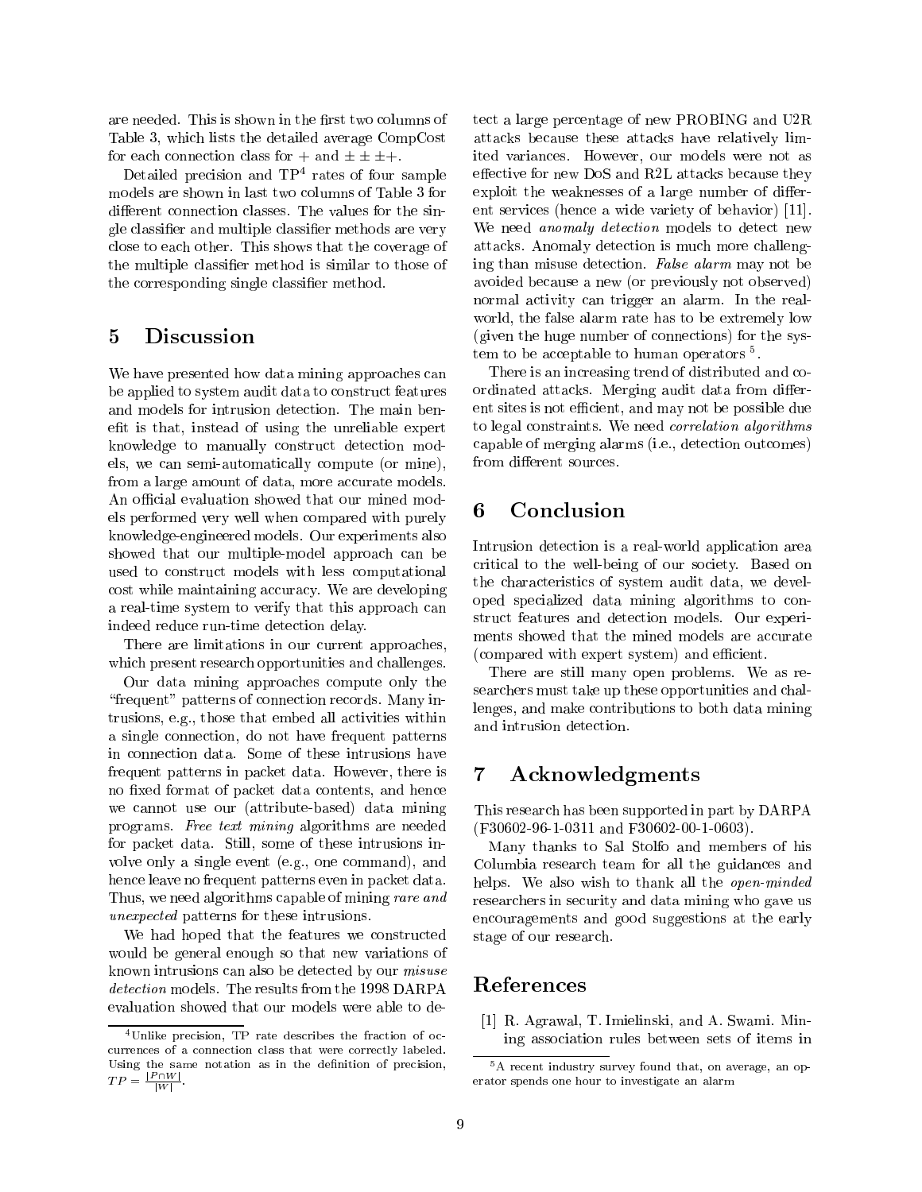are needed. This is shown in the first two columns of Table 3, which lists the detailed average CompCost for each connection class for + and ± ± ±+.

Detailed precision and TP[4] rates of four sample models are shown in last two columns of Table 3 for different connection classes. The values for the single classifier and multiple classifier methods are very close to each other. This shows that the coverage of the multiple classifier method is similar to those of the corresponding single classifier method.

## 5 Discussion

We have presented how data mining approaches can be applied to system audit data to construct features and models for intrusion detection. The main benefit is that, instead of using the unreliable expert knowledge to manually construct detection models, we can semi-automatically compute (or mine), from a large amount of data, more accurate models. An official evaluation showed that our mined models performed very well when compared with purely knowledge-engineered models. Our experiments also showed that our multiple-model approach can be used to construct models with less computational cost while maintaining accuracy. We are developing a real-time system to verify that this approach can indeed reduce run-time detection delay.

There are limitations in our current approaches, which present research opportunities and challenges.

Our data mining approaches compute only the "frequent" patterns of connection records. Many intrusions, e.g., those that embed all activities within a single connection, do not have frequent patterns in connection data. Some of these intrusions have frequent patterns in packet data. However, there is no fixed format of packet data contents, and hence we cannot use our (attribute-based) data mining programs. *Free text mining* algorithms are needed for packet data. Still, some of these intrusions involve only a single event (e.g., one command), and hence leave no frequent patterns even in packet data. Thus, we need algorithms capable of mining *rare and unexpected* patterns for these intrusions.

We had hoped that the features we constructed would be general enough so that new variations of known intrusions can also be detected by our *misuse detection* models. The results from the 1998 DARPA evaluation showed that our models were able to detect a large percentage of new PROBING and U2R attacks because these attacks have relatively limited variances. However, our models were not as effective for new DoS and R2L attacks because they exploit the weaknesses of a large number of different services (hence a wide variety of behavior) [11]. We need *anomaly detection* models to detect new attacks. Anomaly detection is much more challenging than misuse detection. *False alarm* may not be avoided because a new (or previously not observed) normal activity can trigger an alarm. In the real-world, the false alarm rate has to be extremely low (given the huge number of connections) for the system to be acceptable to human operators [5].

There is an increasing trend of distributed and coordinated attacks. Merging audit data from different sites is not efficient, and may not be possible due to legal constraints. We need *correlation algorithms* capable of merging alarms (i.e., detection outcomes) from different sources.

## 6 Conclusion

Intrusion detection is a real-world application area critical to the well-being of our society. Based on the characteristics of system audit data, we developed specialized data mining algorithms to construct features and detection models. Our experiments showed that the mined models are accurate (compared with expert system) and efficient.

There are still many open problems. We as researchers must take up these opportunities and challenges, and make contributions to both data mining and intrusion detection.

## 7 Acknowledgments

This research has been supported in part by DARPA (F30602-96-1-0311 and F30602-00-1-0603).

Many thanks to Sal Stolfo and members of his Columbia research team for all the guidances and helps. We also wish to thank all the *open-minded* researchers in security and data mining who gave us encouragements and good suggestions at the early stage of our research.

## References

[1] R. Agrawal, T. Imielinski, and A. Swami. Mining association rules between sets of items in

---

[4] Unlike precision, TP rate describes the fraction of occurrences of a connection class that were correctly labeled. Using the same notation as in the definition of precision, $TP = \frac{|P \cap W|}{|W|}$.

[5] A recent industry survey found that, on average, an operator spends one hour to investigate an alarm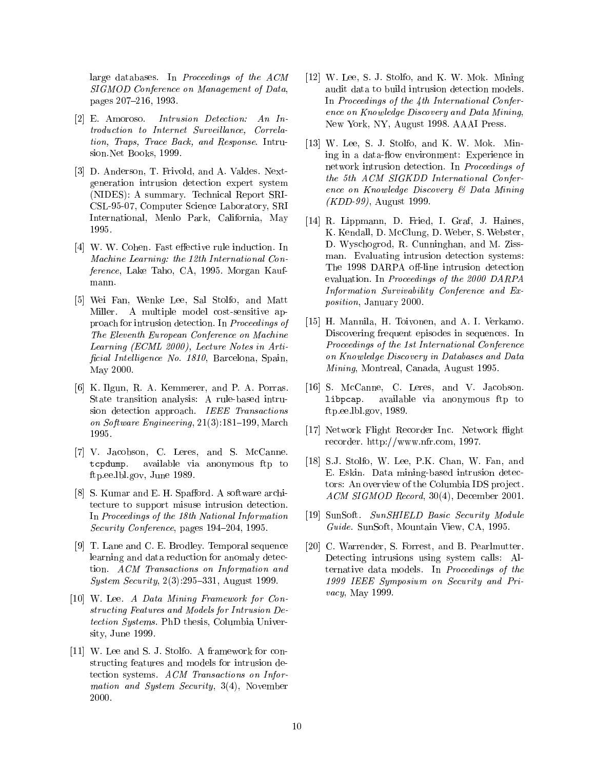large databases. In *Proceedings of the ACM SIGMOD Conference on Management of Data*, pages 207–216, 1993.

[2] E. Amoroso. *Intrusion Detection: An Introduction to Internet Surveillance, Correlation, Traps, Trace Back, and Response*. Intrusion.Net Books, 1999.

[3] D. Anderson, T. Frivold, and A. Valdes. Next-generation intrusion detection expert system (NIDES): A summary. Technical Report SRI-CSL-95-07, Computer Science Laboratory, SRI International, Menlo Park, California, May 1995.

[4] W. W. Cohen. Fast effective rule induction. In *Machine Learning: the 12th International Conference*, Lake Taho, CA, 1995. Morgan Kaufmann.

[5] Wei Fan, Wenke Lee, Sal Stolfo, and Matt Miller. A multiple model cost-sensitive approach for intrusion detection. In *Proceedings of The Eleventh European Conference on Machine Learning (ECML 2000), Lecture Notes in Artificial Intelligence No. 1810*, Barcelona, Spain, May 2000.

[6] K. Ilgun, R. A. Kemmerer, and P. A. Porras. State transition analysis: A rule-based intrusion detection approach. *IEEE Transactions on Software Engineering*, 21(3):181–199, March 1995.

[7] V. Jacobson, C. Leres, and S. McCanne. `tcpdump`. available via anonymous ftp to ftp.ee.lbl.gov, June 1989.

[8] S. Kumar and E. H. Spafford. A software architecture to support misuse intrusion detection. In *Proceedings of the 18th National Information Security Conference*, pages 194–204, 1995.

[9] T. Lane and C. E. Brodley. Temporal sequence learning and data reduction for anomaly detection. *ACM Transactions on Information and System Security*, 2(3):295–331, August 1999.

[10] W. Lee. *A Data Mining Framework for Constructing Features and Models for Intrusion Detection Systems*. PhD thesis, Columbia University, June 1999.

[11] W. Lee and S. J. Stolfo. A framework for constructing features and models for intrusion detection systems. *ACM Transactions on Information and System Security*, 3(4), November 2000.

[12] W. Lee, S. J. Stolfo, and K. W. Mok. Mining audit data to build intrusion detection models. In *Proceedings of the 4th International Conference on Knowledge Discovery and Data Mining*, New York, NY, August 1998. AAAI Press.

[13] W. Lee, S. J. Stolfo, and K. W. Mok. Mining in a data-flow environment: Experience in network intrusion detection. In *Proceedings of the 5th ACM SIGKDD International Conference on Knowledge Discovery & Data Mining (KDD-99)*, August 1999.

[14] R. Lippmann, D. Fried, I. Graf, J. Haines, K. Kendall, D. McClung, D. Weber, S. Webster, D. Wyschogrod, R. Cunninghan, and M. Zissman. Evaluating intrusion detection systems: The 1998 DARPA off-line intrusion detection evaluation. In *Proceedings of the 2000 DARPA Information Survivability Conference and Exposition*, January 2000.

[15] H. Mannila, H. Toivonen, and A. I. Verkamo. Discovering frequent episodes in sequences. In *Proceedings of the 1st International Conference on Knowledge Discovery in Databases and Data Mining*, Montreal, Canada, August 1995.

[16] S. McCanne, C. Leres, and V. Jacobson. `libpcap`. available via anonymous ftp to ftp.ee.lbl.gov, 1989.

[17] Network Flight Recorder Inc. Network flight recorder. http://www.nfr.com, 1997.

[18] S.J. Stolfo, W. Lee, P.K. Chan, W. Fan, and E. Eskin. Data mining-based intrusion detectors: An overview of the Columbia IDS project. *ACM SIGMOD Record*, 30(4), December 2001.

[19] SunSoft. *SunSHIELD Basic Security Module Guide*. SunSoft, Mountain View, CA, 1995.

[20] C. Warrender, S. Forrest, and B. Pearlmutter. Detecting intrusions using system calls: Alternative data models. In *Proceedings of the 1999 IEEE Symposium on Security and Privacy*, May 1999.